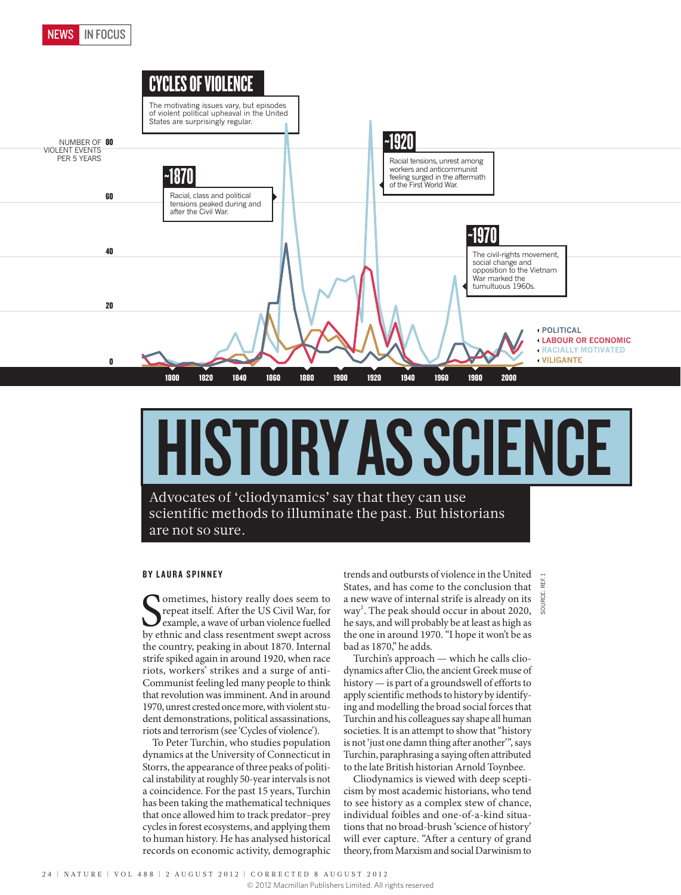# CYCLES OF VIOLENCE

The motivating issues vary, but episodes of violent political upheaval in the United States are surprisingly regular.

NUMBER OF VIOLENT EVENTS PER 5 YEARS

**~1870** Racial, class and political tensions peaked during and after the Civil War.

**~1920** Racial tensions, unrest among workers and anticommunist feeling surged in the aftermath of the First World War.

**~1970** The civil-rights movement, social change and opposition to the Vietnam War marked the tumultuous 1960s.

POLITICAL · LABOUR OR ECONOMIC · RACIALLY MOTIVATED · VILIGANTE

SOURCE: REF. 1

# HISTORY AS SCIENCE

**Advocates of 'cliodynamics' say that they can use scientific methods to illuminate the past. But historians are not so sure.**

**BY LAURA SPINNEY**

Sometimes, history really does seem to repeat itself. After the US Civil War, for example, a wave of urban violence fuelled by ethnic and class resentment swept across the country, peaking in about 1870. Internal strife spiked again in around 1920, when race riots, workers' strikes and a surge of anti-Communist feeling led many people to think that revolution was imminent. And in around 1970, unrest crested once more, with violent student demonstrations, political assassinations, riots and terrorism (see 'Cycles of violence').

To Peter Turchin, who studies population dynamics at the University of Connecticut in Storrs, the appearance of three peaks of political instability at roughly 50-year intervals is not a coincidence. For the past 15 years, Turchin has been taking the mathematical techniques that once allowed him to track predator–prey cycles in forest ecosystems, and applying them to human history. He has analysed historical records on economic activity, demographic trends and outbursts of violence in the United States, and has come to the conclusion that a new wave of internal strife is already on its way[1]. The peak should occur in about 2020, he says, and will probably be at least as high as the one in around 1970. "I hope it won't be as bad as 1870," he adds.

Turchin's approach — which he calls cliodynamics after Clio, the ancient Greek muse of history — is part of a groundswell of efforts to apply scientific methods to history by identifying and modelling the broad social forces that Turchin and his colleagues say shape all human societies. It is an attempt to show that "history is not 'just one damn thing after another'", says Turchin, paraphrasing a saying often attributed to the late British historian Arnold Toynbee.

Cliodynamics is viewed with deep scepticism by most academic historians, who tend to see history as a complex stew of chance, individual foibles and one-of-a-kind situations that no broad-brush 'science of history' will ever capture. "After a century of grand theory, from Marxism and social Darwinism to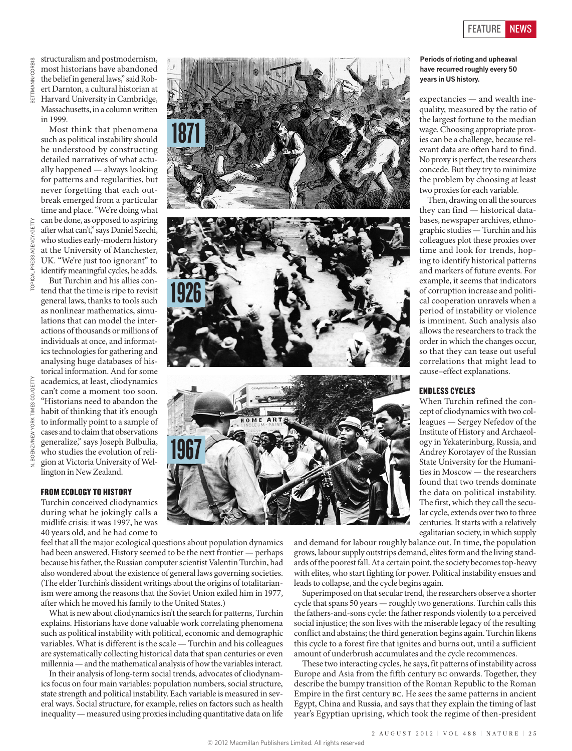structuralism and postmodernism, most historians have abandoned the belief in general laws," said Robert Darnton, a cultural historian at Harvard University in Cambridge, Massachusetts, in a column written in 1999.

Most think that phenomena such as political instability should be understood by constructing detailed narratives of what actually happened — always looking for patterns and regularities, but never forgetting that each outbreak emerged from a particular time and place. "We're doing what can be done, as opposed to aspiring after what can't," says Daniel Szechi, who studies early-modern history at the University of Manchester, UK. "We're just too ignorant" to identify meaningful cycles, he adds.

But Turchin and his allies contend that the time is ripe to revisit general laws, thanks to tools such as nonlinear mathematics, simulations that can model the interactions of thousands or millions of individuals at once, and informatics technologies for gathering and analysing huge databases of historical information. And for some academics, at least, cliodynamics can't come a moment too soon. "Historians need to abandon the habit of thinking that it's enough to informally point to a sample of cases and to claim that observations generalize," says Joseph Bulbulia, who studies the evolution of religion at Victoria University of Wellington in New Zealand.

### FROM ECOLOGY TO HISTORY

Turchin conceived cliodynamics during what he jokingly calls a midlife crisis: it was 1997, he was 40 years old, and he had come to feel that all the major ecological questions about population dynamics had been answered. History seemed to be the next frontier — perhaps because his father, the Russian computer scientist Valentin Turchin, had also wondered about the existence of general laws governing societies. (The elder Turchin's dissident writings about the origins of totalitarianism were among the reasons that the Soviet Union exiled him in 1977, after which he moved his family to the United States.)

What is new about cliodynamics isn't the search for patterns, Turchin explains. Historians have done valuable work correlating phenomena such as political instability with political, economic and demographic variables. What is different is the scale — Turchin and his colleagues are systematically collecting historical data that span centuries or even millennia — and the mathematical analysis of how the variables interact.

In their analysis of long-term social trends, advocates of cliodynamics focus on four main variables: population numbers, social structure, state strength and political instability. Each variable is measured in several ways. Social structure, for example, relies on factors such as health inequality — measured using proxies including quantitative data on life expectancies — and wealth inequality, measured by the ratio of the largest fortune to the median wage. Choosing appropriate proxies can be a challenge, because relevant data are often hard to find. No proxy is perfect, the researchers concede. But they try to minimize the problem by choosing at least two proxies for each variable.

Then, drawing on all the sources they can find — historical databases, newspaper archives, ethnographic studies — Turchin and his colleagues plot these proxies over time and look for trends, hoping to identify historical patterns and markers of future events. For example, it seems that indicators of corruption increase and political cooperation unravels when a period of instability or violence is imminent. Such analysis also allows the researchers to track the order in which the changes occur, so that they can tease out useful correlations that might lead to cause–effect explanations.

1871

1926

1967

**Periods of rioting and upheaval have recurred roughly every 50 years in US history.**

### ENDLESS CYCLES

When Turchin refined the concept of cliodynamics with two colleagues — Sergey Nefedov of the Institute of History and Archaeology in Yekaterinburg, Russia, and Andrey Korotayev of the Russian State University for the Humanities in Moscow — the researchers found that two trends dominate the data on political instability. The first, which they call the secular cycle, extends over two to three centuries. It starts with a relatively egalitarian society, in which supply and demand for labour roughly balance out. In time, the population grows, labour supply outstrips demand, elites form and the living standards of the poorest fall. At a certain point, the society becomes top-heavy with elites, who start fighting for power. Political instability ensues and leads to collapse, and the cycle begins again.

Superimposed on that secular trend, the researchers observe a shorter cycle that spans 50 years — roughly two generations. Turchin calls this the fathers-and-sons cycle: the father responds violently to a perceived social injustice; the son lives with the miserable legacy of the resulting conflict and abstains; the third generation begins again. Turchin likens this cycle to a forest fire that ignites and burns out, until a sufficient amount of underbrush accumulates and the cycle recommences.

These two interacting cycles, he says, fit patterns of instability across Europe and Asia from the fifth century BC onwards. Together, they describe the bumpy transition of the Roman Republic to the Roman Empire in the first century BC. He sees the same patterns in ancient Egypt, China and Russia, and says that they explain the timing of last year's Egyptian uprising, which took the regime of then-president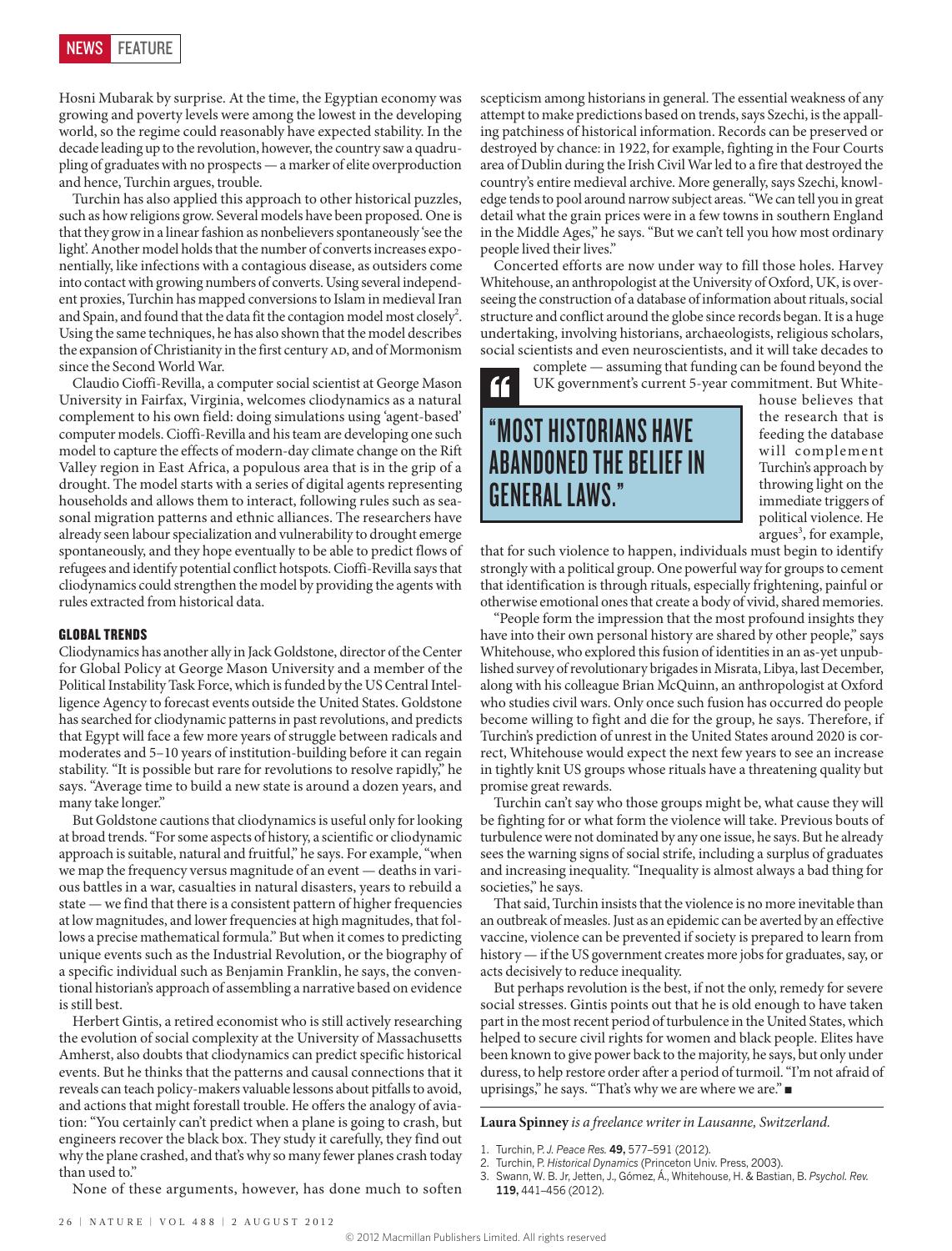Hosni Mubarak by surprise. At the time, the Egyptian economy was growing and poverty levels were among the lowest in the developing world, so the regime could reasonably have expected stability. In the decade leading up to the revolution, however, the country saw a quadrupling of graduates with no prospects — a marker of elite overproduction and hence, Turchin argues, trouble.

Turchin has also applied this approach to other historical puzzles, such as how religions grow. Several models have been proposed. One is that they grow in a linear fashion as nonbelievers spontaneously 'see the light'. Another model holds that the number of converts increases exponentially, like infections with a contagious disease, as outsiders come into contact with growing numbers of converts. Using several independent proxies, Turchin has mapped conversions to Islam in medieval Iran and Spain, and found that the data fit the contagion model most closely[2]. Using the same techniques, he has also shown that the model describes the expansion of Christianity in the first century AD, and of Mormonism since the Second World War.

Claudio Cioffi-Revilla, a computer social scientist at George Mason University in Fairfax, Virginia, welcomes cliodynamics as a natural complement to his own field: doing simulations using 'agent-based' computer models. Cioffi-Revilla and his team are developing one such model to capture the effects of modern-day climate change on the Rift Valley region in East Africa, a populous area that is in the grip of a drought. The model starts with a series of digital agents representing households and allows them to interact, following rules such as seasonal migration patterns and ethnic alliances. The researchers have already seen labour specialization and vulnerability to drought emerge spontaneously, and they hope eventually to be able to predict flows of refugees and identify potential conflict hotspots. Cioffi-Revilla says that cliodynamics could strengthen the model by providing the agents with rules extracted from historical data.

## GLOBAL TRENDS

Cliodynamics has another ally in Jack Goldstone, director of the Center for Global Policy at George Mason University and a member of the Political Instability Task Force, which is funded by the US Central Intelligence Agency to forecast events outside the United States. Goldstone has searched for cliodynamic patterns in past revolutions, and predicts that Egypt will face a few more years of struggle between radicals and moderates and 5–10 years of institution-building before it can regain stability. "It is possible but rare for revolutions to resolve rapidly," he says. "Average time to build a new state is around a dozen years, and many take longer."

But Goldstone cautions that cliodynamics is useful only for looking at broad trends. "For some aspects of history, a scientific or cliodynamic approach is suitable, natural and fruitful," he says. For example, "when we map the frequency versus magnitude of an event — deaths in various battles in a war, casualties in natural disasters, years to rebuild a state — we find that there is a consistent pattern of higher frequencies at low magnitudes, and lower frequencies at high magnitudes, that follows a precise mathematical formula." But when it comes to predicting unique events such as the Industrial Revolution, or the biography of a specific individual such as Benjamin Franklin, he says, the conventional historian's approach of assembling a narrative based on evidence is still best.

Herbert Gintis, a retired economist who is still actively researching the evolution of social complexity at the University of Massachusetts Amherst, also doubts that cliodynamics can predict specific historical events. But he thinks that the patterns and causal connections that it reveals can teach policy-makers valuable lessons about pitfalls to avoid, and actions that might forestall trouble. He offers the analogy of aviation: "You certainly can't predict when a plane is going to crash, but engineers recover the black box. They study it carefully, they find out why the plane crashed, and that's why so many fewer planes crash today than used to."

None of these arguments, however, has done much to soften scepticism among historians in general. The essential weakness of any attempt to make predictions based on trends, says Szechi, is the appalling patchiness of historical information. Records can be preserved or destroyed by chance: in 1922, for example, fighting in the Four Courts area of Dublin during the Irish Civil War led to a fire that destroyed the country's entire medieval archive. More generally, says Szechi, knowledge tends to pool around narrow subject areas. "We can tell you in great detail what the grain prices were in a few towns in southern England in the Middle Ages," he says. "But we can't tell you how most ordinary people lived their lives."

Concerted efforts are now under way to fill those holes. Harvey Whitehouse, an anthropologist at the University of Oxford, UK, is overseeing the construction of a database of information about rituals, social structure and conflict around the globe since records began. It is a huge undertaking, involving historians, archaeologists, religious scholars, social scientists and even neuroscientists, and it will take decades to complete — assuming that funding can be found beyond the UK government's current 5-year commitment. But Whitehouse believes that the research that is feeding the database will complement Turchin's approach by throwing light on the immediate triggers of political violence. He argues[3], for example, that for such violence to happen, individuals must begin to identify strongly with a political group. One powerful way for groups to cement that identification is through rituals, especially frightening, painful or otherwise emotional ones that create a body of vivid, shared memories.

> "MOST HISTORIANS HAVE ABANDONED THE BELIEF IN GENERAL LAWS."

"People form the impression that the most profound insights they have into their own personal history are shared by other people," says Whitehouse, who explored this fusion of identities in an as-yet unpublished survey of revolutionary brigades in Misrata, Libya, last December, along with his colleague Brian McQuinn, an anthropologist at Oxford who studies civil wars. Only once such fusion has occurred do people become willing to fight and die for the group, he says. Therefore, if Turchin's prediction of unrest in the United States around 2020 is correct, Whitehouse would expect the next few years to see an increase in tightly knit US groups whose rituals have a threatening quality but promise great rewards.

Turchin can't say who those groups might be, what cause they will be fighting for or what form the violence will take. Previous bouts of turbulence were not dominated by any one issue, he says. But he already sees the warning signs of social strife, including a surplus of graduates and increasing inequality. "Inequality is almost always a bad thing for societies," he says.

That said, Turchin insists that the violence is no more inevitable than an outbreak of measles. Just as an epidemic can be averted by an effective vaccine, violence can be prevented if society is prepared to learn from history — if the US government creates more jobs for graduates, say, or acts decisively to reduce inequality.

But perhaps revolution is the best, if not the only, remedy for severe social stresses. Gintis points out that he is old enough to have taken part in the most recent period of turbulence in the United States, which helped to secure civil rights for women and black people. Elites have been known to give power back to the majority, he says, but only under duress, to help restore order after a period of turmoil. "I'm not afraid of uprisings," he says. "That's why we are where we are." ■

**Laura Spinney** *is a freelance writer in Lausanne, Switzerland.*

1. Turchin, P. *J. Peace Res.* **49,** 577–591 (2012).
2. Turchin, P. *Historical Dynamics* (Princeton Univ. Press, 2003).
3. Swann, W. B. Jr, Jetten, J., Gómez, Á., Whitehouse, H. & Bastian, B. *Psychol. Rev.* **119,** 441–456 (2012).